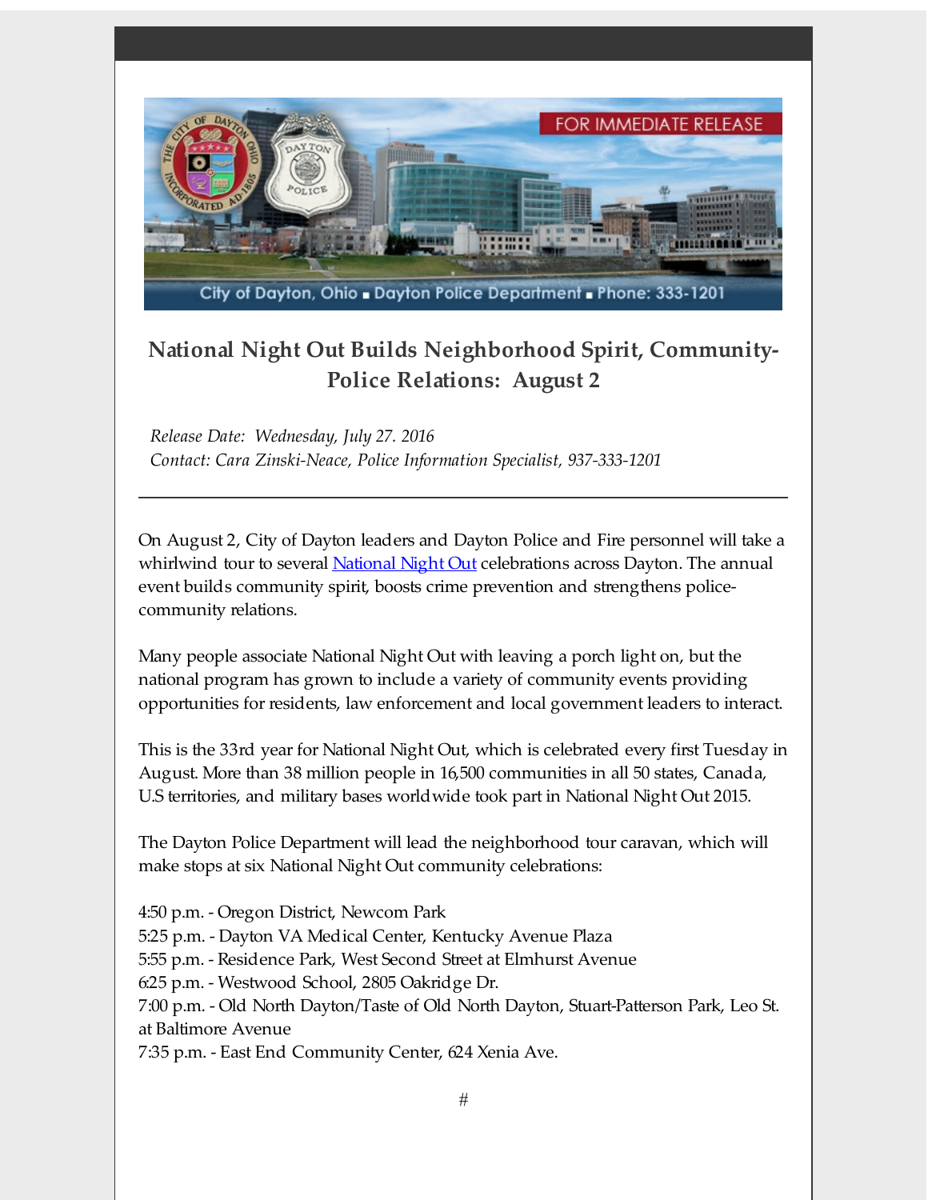FOR IMMEDIATE RELEASE

City of Dayton, Ohio ▪ Dayton Police Department ▪ Phone: 333-1201

## National Night Out Builds Neighborhood Spirit, Community-Police Relations: August 2

*Release Date: Wednesday, July 27. 2016*
*Contact: Cara Zinski-Neace, Police Information Specialist, 937-333-1201*

---

On August 2, City of Dayton leaders and Dayton Police and Fire personnel will take a whirlwind tour to several National Night Out celebrations across Dayton. The annual event builds community spirit, boosts crime prevention and strengthens police-community relations.

Many people associate National Night Out with leaving a porch light on, but the national program has grown to include a variety of community events providing opportunities for residents, law enforcement and local government leaders to interact.

This is the 33rd year for National Night Out, which is celebrated every first Tuesday in August. More than 38 million people in 16,500 communities in all 50 states, Canada, U.S territories, and military bases worldwide took part in National Night Out 2015.

The Dayton Police Department will lead the neighborhood tour caravan, which will make stops at six National Night Out community celebrations:

4:50 p.m. - Oregon District, Newcom Park
5:25 p.m. - Dayton VA Medical Center, Kentucky Avenue Plaza
5:55 p.m. - Residence Park, West Second Street at Elmhurst Avenue
6:25 p.m. - Westwood School, 2805 Oakridge Dr.
7:00 p.m. - Old North Dayton/Taste of Old North Dayton, Stuart-Patterson Park, Leo St. at Baltimore Avenue
7:35 p.m. - East End Community Center, 624 Xenia Ave.

#